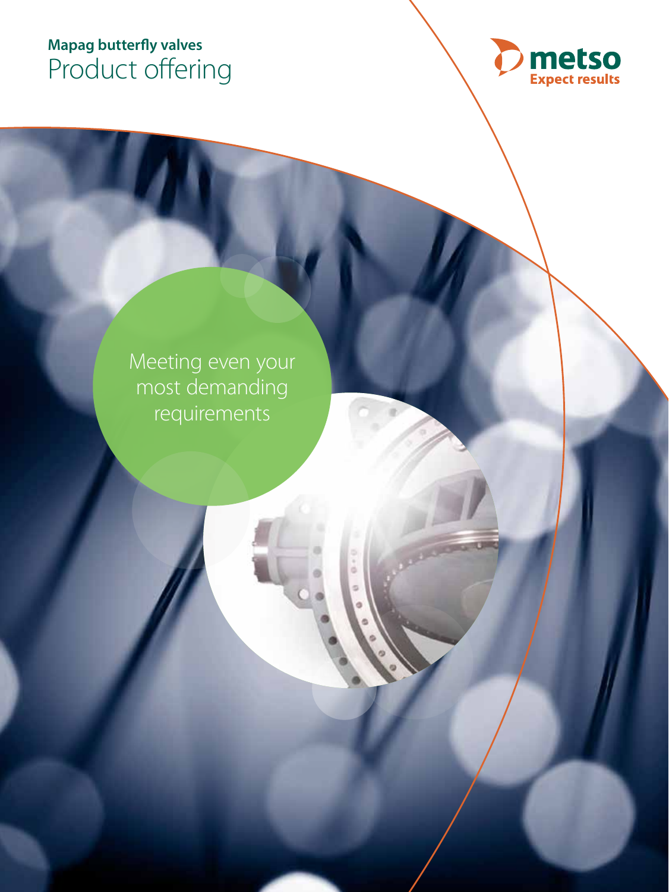# Mapag butterfly valves
## Product offering

metso
Expect results

Meeting even your most demanding requirements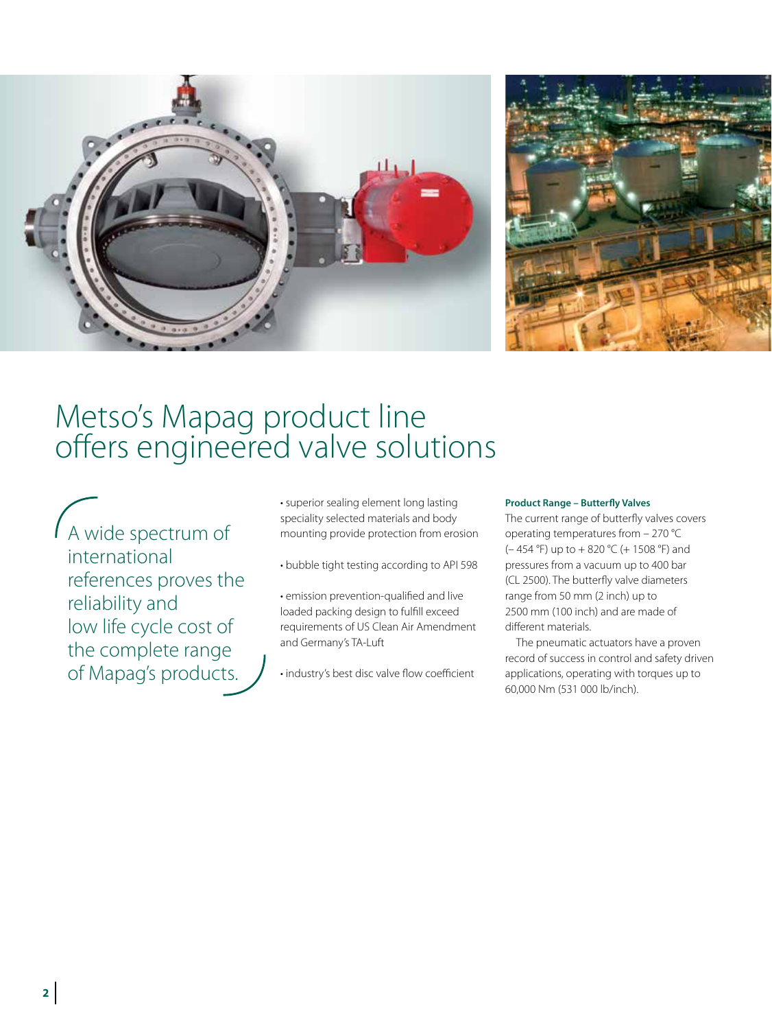# Metso's Mapag product line offers engineered valve solutions

> A wide spectrum of international references proves the reliability and low life cycle cost of the complete range of Mapag's products.

- superior sealing element long lasting speciality selected materials and body mounting provide protection from erosion
- bubble tight testing according to API 598
- emission prevention-qualified and live loaded packing design to fulfill exceed requirements of US Clean Air Amendment and Germany's TA-Luft
- industry's best disc valve flow coefficient

**Product Range – Butterfly Valves**

The current range of butterfly valves covers operating temperatures from – 270 °C (– 454 °F) up to + 820 °C (+ 1508 °F) and pressures from a vacuum up to 400 bar (CL 2500). The butterfly valve diameters range from 50 mm (2 inch) up to 2500 mm (100 inch) and are made of different materials.

The pneumatic actuators have a proven record of success in control and safety driven applications, operating with torques up to 60,000 Nm (531 000 lb/inch).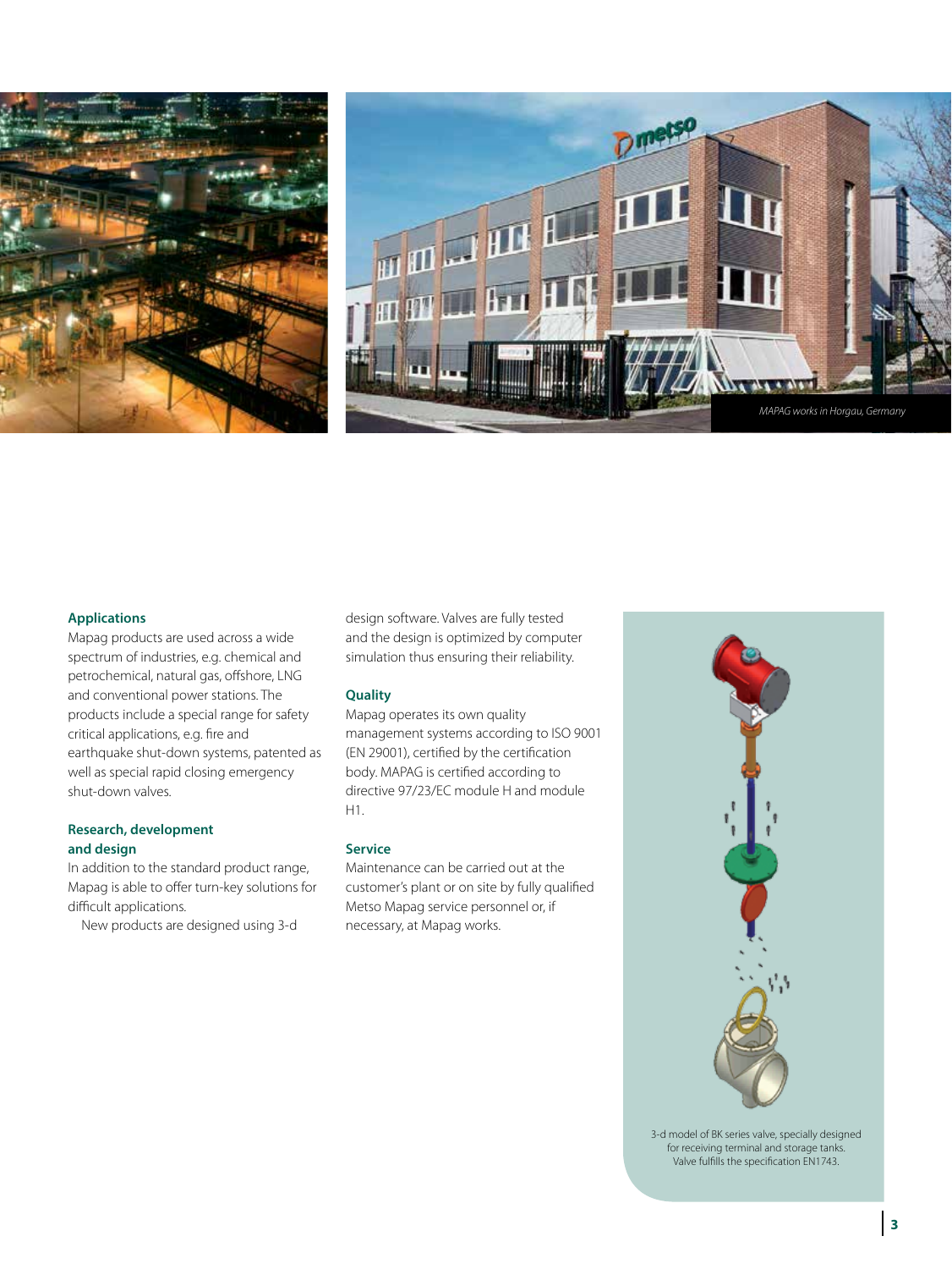MAPAG works in Horgau, Germany

## Applications

Mapag products are used across a wide spectrum of industries, e.g. chemical and petrochemical, natural gas, offshore, LNG and conventional power stations. The products include a special range for safety critical applications, e.g. fire and earthquake shut-down systems, patented as well as special rapid closing emergency shut-down valves.

## Research, development and design

In addition to the standard product range, Mapag is able to offer turn-key solutions for difficult applications.

New products are designed using 3-d design software. Valves are fully tested and the design is optimized by computer simulation thus ensuring their reliability.

## Quality

Mapag operates its own quality management systems according to ISO 9001 (EN 29001), certified by the certification body. MAPAG is certified according to directive 97/23/EC module H and module H1.

## Service

Maintenance can be carried out at the customer's plant or on site by fully qualified Metso Mapag service personnel or, if necessary, at Mapag works.

3-d model of BK series valve, specially designed for receiving terminal and storage tanks. Valve fulfills the specification EN1743.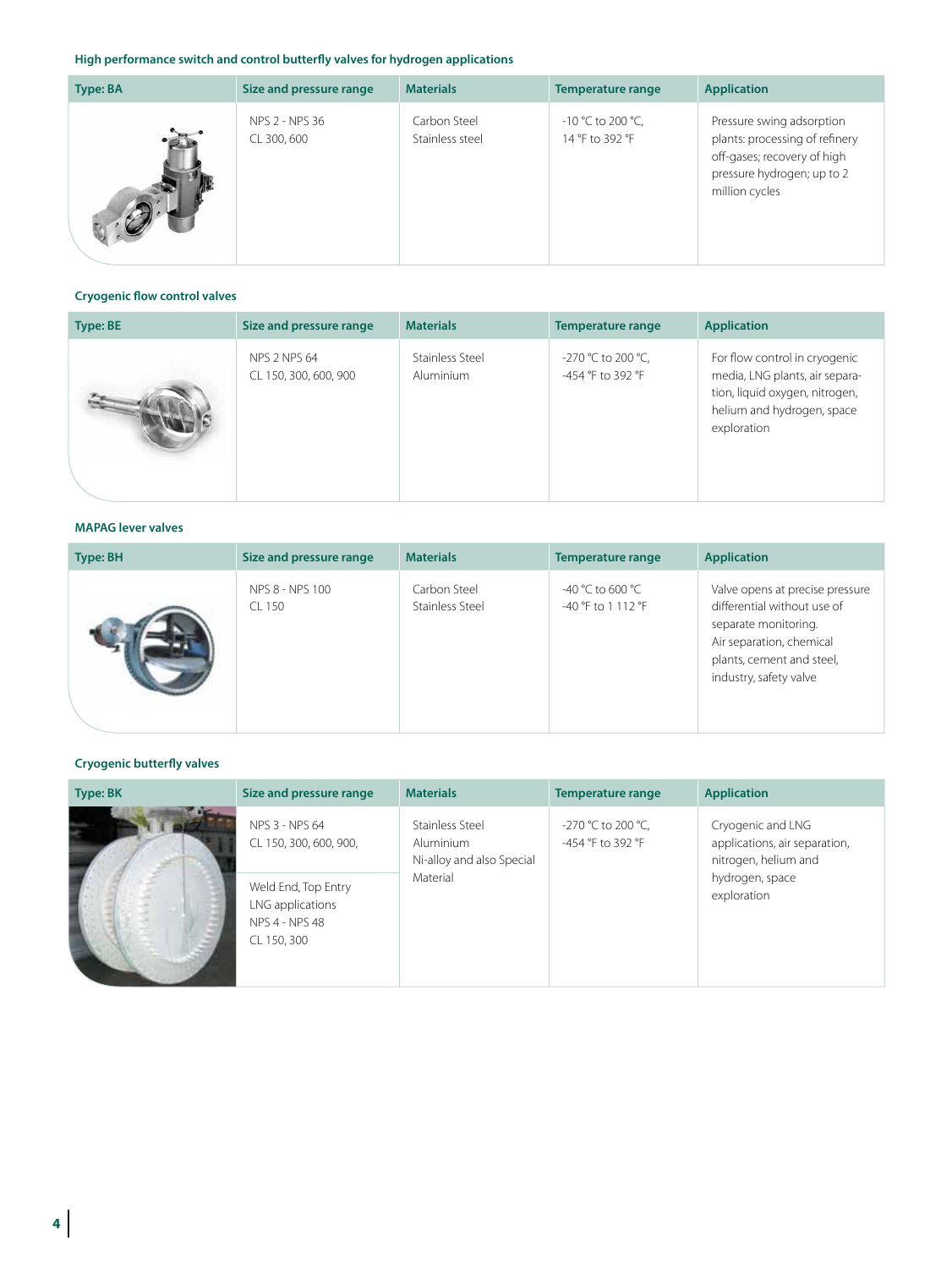#### High performance switch and control butterfly valves for hydrogen applications

| Type: BA | Size and pressure range | Materials | Temperature range | Application |
|---|---|---|---|---|
| | NPS 2 - NPS 36<br>CL 300, 600 | Carbon Steel<br>Stainless steel | -10 °C to 200 °C,<br>14 °F to 392 °F | Pressure swing adsorption plants: processing of refinery off-gases; recovery of high pressure hydrogen; up to 2 million cycles |

#### Cryogenic flow control valves

| Type: BE | Size and pressure range | Materials | Temperature range | Application |
|---|---|---|---|---|
| | NPS 2 NPS 64<br>CL 150, 300, 600, 900 | Stainless Steel<br>Aluminium | -270 °C to 200 °C,<br>-454 °F to 392 °F | For flow control in cryogenic media, LNG plants, air separation, liquid oxygen, nitrogen, helium and hydrogen, space exploration |

#### MAPAG lever valves

| Type: BH | Size and pressure range | Materials | Temperature range | Application |
|---|---|---|---|---|
| | NPS 8 - NPS 100<br>CL 150 | Carbon Steel<br>Stainless Steel | -40 °C to 600 °C<br>-40 °F to 1 112 °F | Valve opens at precise pressure differential without use of separate monitoring.<br>Air separation, chemical plants, cement and steel, industry, safety valve |

#### Cryogenic butterfly valves

| Type: BK | Size and pressure range | Materials | Temperature range | Application |
|---|---|---|---|---|
| | NPS 3 - NPS 64<br>CL 150, 300, 600, 900,<br><br>Weld End, Top Entry LNG applications<br>NPS 4 - NPS 48<br>CL 150, 300 | Stainless Steel<br>Aluminium<br>Ni-alloy and also Special Material | -270 °C to 200 °C,<br>-454 °F to 392 °F | Cryogenic and LNG applications, air separation, nitrogen, helium and hydrogen, space exploration |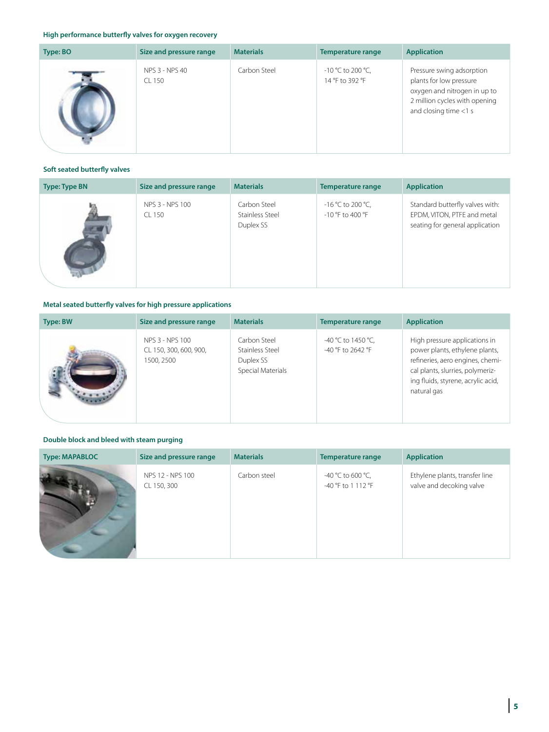#### High performance butterfly valves for oxygen recovery

| Type: BO | Size and pressure range | Materials | Temperature range | Application |
|---|---|---|---|---|
| | NPS 3 - NPS 40<br>CL 150 | Carbon Steel | -10 °C to 200 °C,<br>14 °F to 392 °F | Pressure swing adsorption plants for low pressure oxygen and nitrogen in up to 2 million cycles with opening and closing time <1 s |

#### Soft seated butterfly valves

| Type: Type BN | Size and pressure range | Materials | Temperature range | Application |
|---|---|---|---|---|
| | NPS 3 - NPS 100<br>CL 150 | Carbon Steel<br>Stainless Steel<br>Duplex SS | -16 °C to 200 °C,<br>-10 °F to 400 °F | Standard butterfly valves with: EPDM, VITON, PTFE and metal seating for general application |

#### Metal seated butterfly valves for high pressure applications

| Type: BW | Size and pressure range | Materials | Temperature range | Application |
|---|---|---|---|---|
| | NPS 3 - NPS 100<br>CL 150, 300, 600, 900, 1500, 2500 | Carbon Steel<br>Stainless Steel<br>Duplex SS<br>Special Materials | -40 °C to 1450 °C,<br>-40 °F to 2642 °F | High pressure applications in power plants, ethylene plants, refineries, aero engines, chemical plants, slurries, polymerizing fluids, styrene, acrylic acid, natural gas |

#### Double block and bleed with steam purging

| Type: MAPABLOC | Size and pressure range | Materials | Temperature range | Application |
|---|---|---|---|---|
| | NPS 12 - NPS 100<br>CL 150, 300 | Carbon steel | -40 °C to 600 °C,<br>-40 °F to 1 112 °F | Ethylene plants, transfer line valve and decoking valve |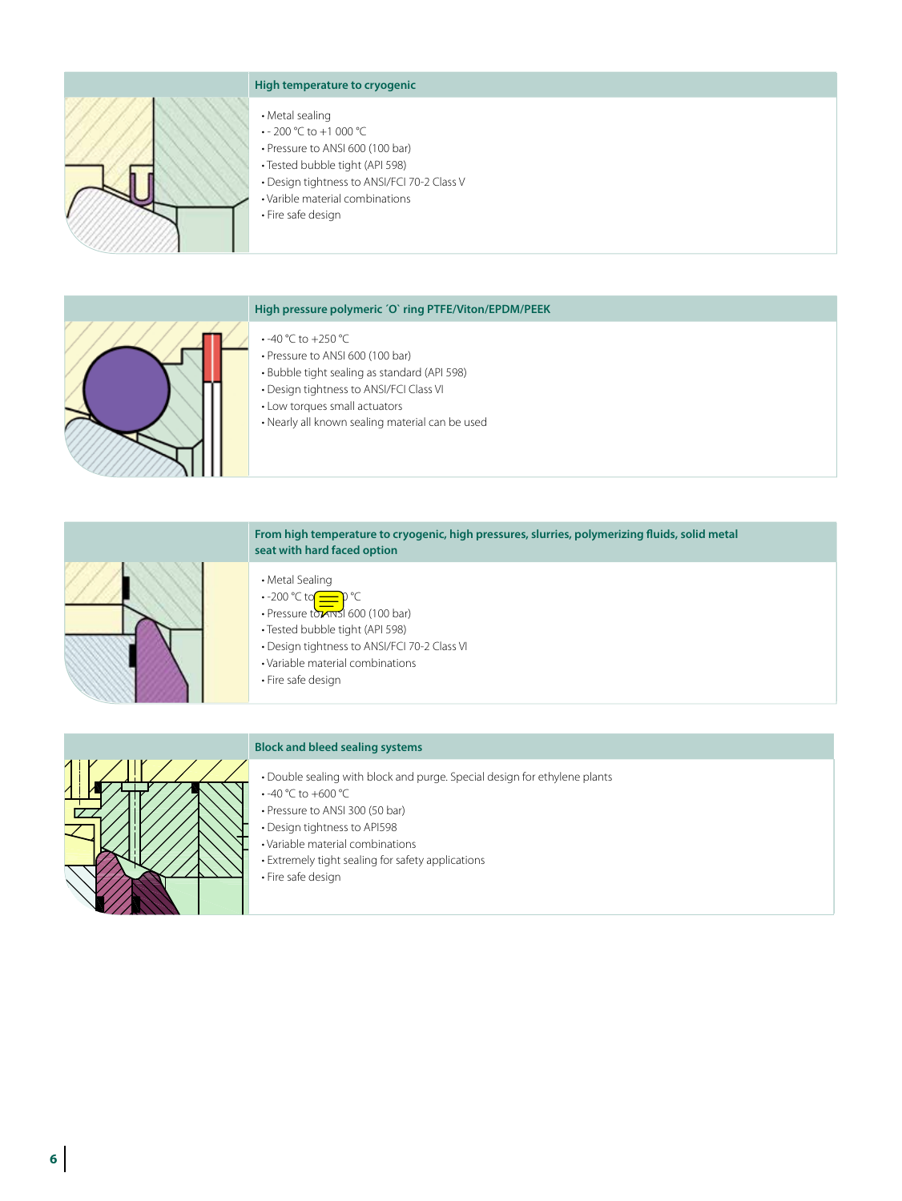### High temperature to cryogenic

- Metal sealing
- - 200 °C to +1 000 °C
- Pressure to ANSI 600 (100 bar)
- Tested bubble tight (API 598)
- Design tightness to ANSI/FCI 70-2 Class V
- Varible material combinations
- Fire safe design

### High pressure polymeric ´O` ring PTFE/Viton/EPDM/PEEK

- -40 °C to +250 °C
- Pressure to ANSI 600 (100 bar)
- Bubble tight sealing as standard (API 598)
- Design tightness to ANSI/FCI Class VI
- Low torques small actuators
- Nearly all known sealing material can be used

### From high temperature to cryogenic, high pressures, slurries, polymerizing fluids, solid metal seat with hard faced option

- Metal Sealing
- -200 °C to … °C
- Pressure to ANSI 600 (100 bar)
- Tested bubble tight (API 598)
- Design tightness to ANSI/FCI 70-2 Class VI
- Variable material combinations
- Fire safe design

### Block and bleed sealing systems

- Double sealing with block and purge. Special design for ethylene plants
- -40 °C to +600 °C
- Pressure to ANSI 300 (50 bar)
- Design tightness to API598
- Variable material combinations
- Extremely tight sealing for safety applications
- Fire safe design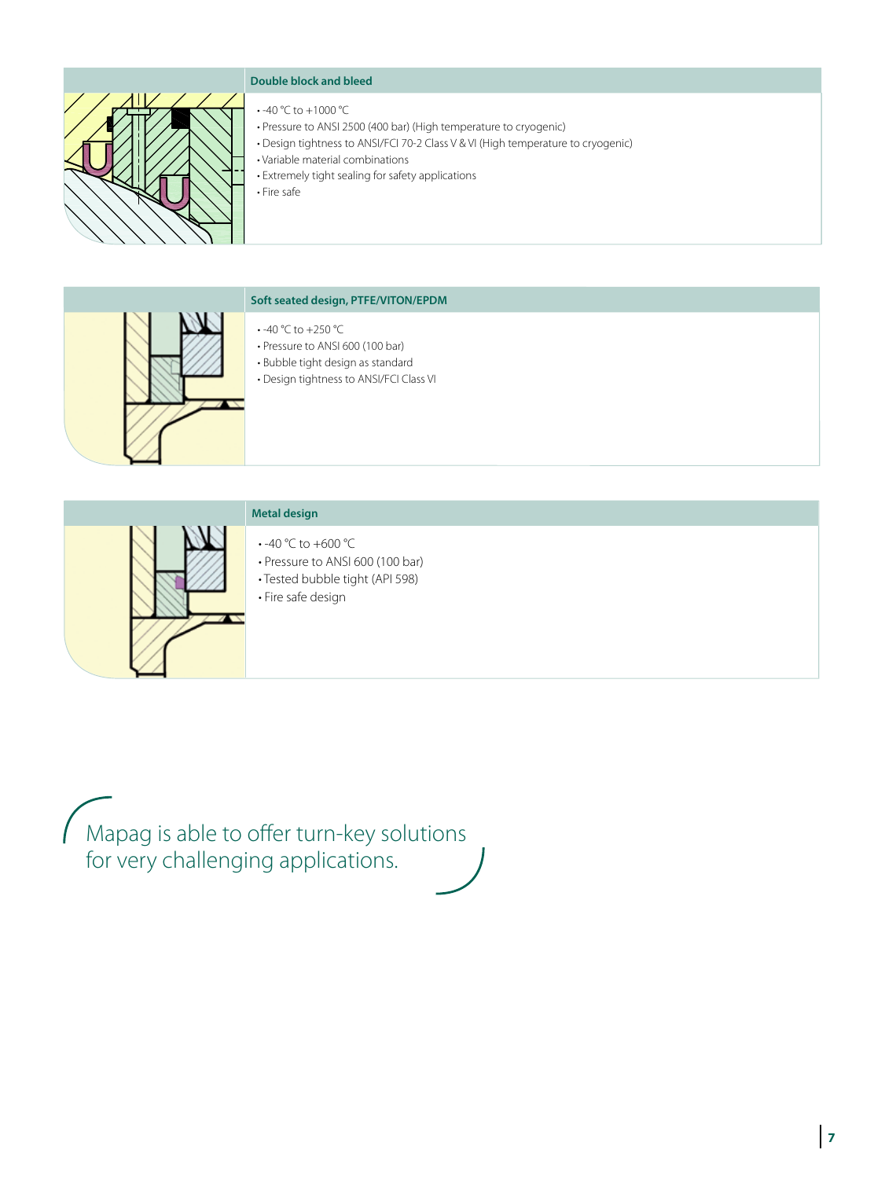### Double block and bleed

- -40 °C to +1000 °C
- Pressure to ANSI 2500 (400 bar) (High temperature to cryogenic)
- Design tightness to ANSI/FCI 70-2 Class V & VI (High temperature to cryogenic)
- Variable material combinations
- Extremely tight sealing for safety applications
- Fire safe

### Soft seated design, PTFE/VITON/EPDM

- -40 °C to +250 °C
- Pressure to ANSI 600 (100 bar)
- Bubble tight design as standard
- Design tightness to ANSI/FCI Class VI

### Metal design

- -40 °C to +600 °C
- Pressure to ANSI 600 (100 bar)
- Tested bubble tight (API 598)
- Fire safe design

Mapag is able to offer turn-key solutions for very challenging applications.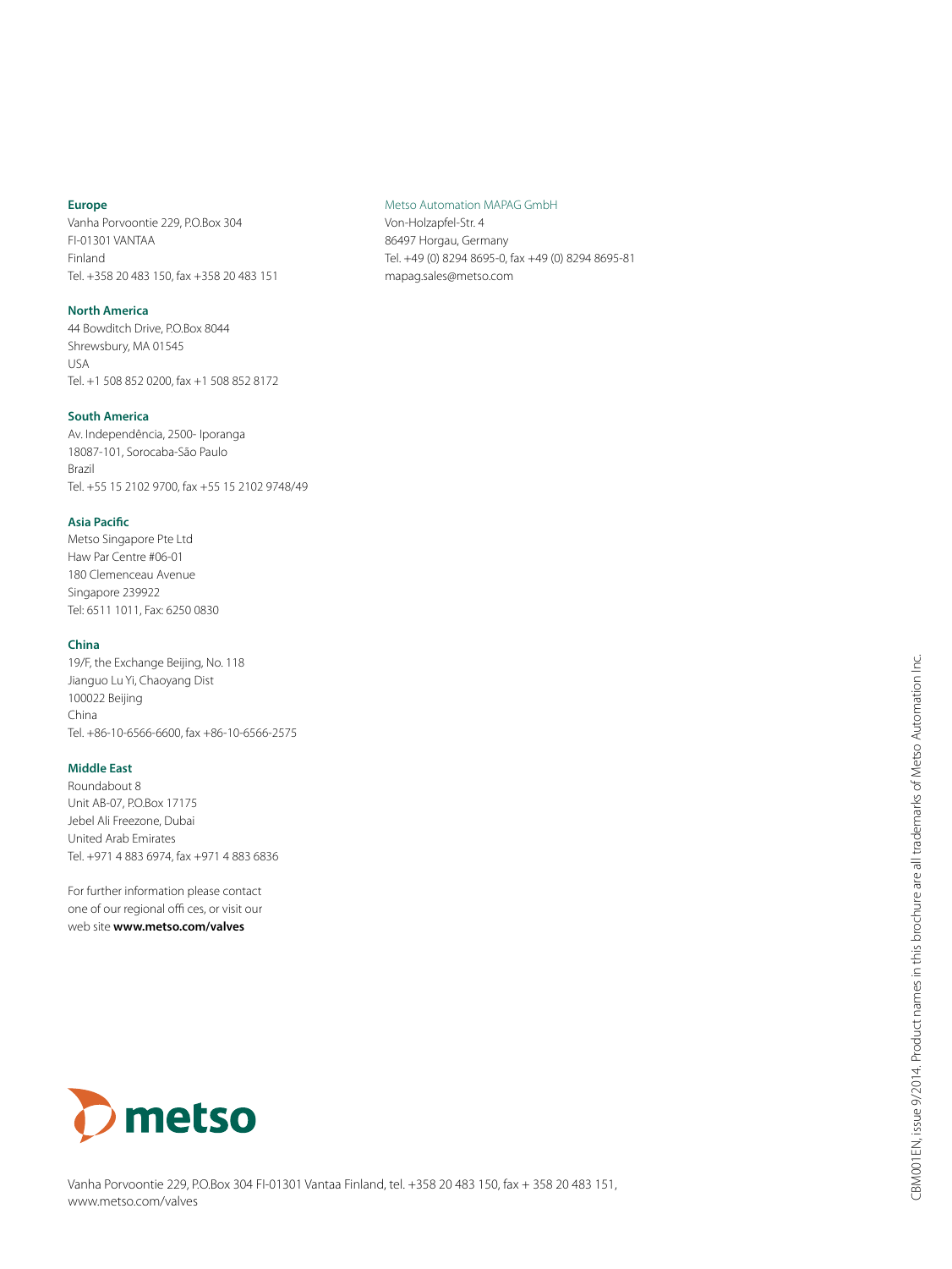**Europe**
Vanha Porvoontie 229, P.O.Box 304
FI-01301 VANTAA
Finland
Tel. +358 20 483 150, fax +358 20 483 151

**North America**
44 Bowditch Drive, P.O.Box 8044
Shrewsbury, MA 01545
USA
Tel. +1 508 852 0200, fax +1 508 852 8172

**South America**
Av. Independência, 2500- Iporanga
18087-101, Sorocaba-São Paulo
Brazil
Tel. +55 15 2102 9700, fax +55 15 2102 9748/49

**Asia Pacific**
Metso Singapore Pte Ltd
Haw Par Centre #06-01
180 Clemenceau Avenue
Singapore 239922
Tel: 6511 1011, Fax: 6250 0830

**China**
19/F, the Exchange Beijing, No. 118
Jianguo Lu Yi, Chaoyang Dist
100022 Beijing
China
Tel. +86-10-6566-6600, fax +86-10-6566-2575

**Middle East**
Roundabout 8
Unit AB-07, P.O.Box 17175
Jebel Ali Freezone, Dubai
United Arab Emirates
Tel. +971 4 883 6974, fax +971 4 883 6836

For further information please contact one of our regional offi ces, or visit our web site **www.metso.com/valves**

Metso Automation MAPAG GmbH
Von-Holzapfel-Str. 4
86497 Horgau, Germany
Tel. +49 (0) 8294 8695-0, fax +49 (0) 8294 8695-81
mapag.sales@metso.com

metso

Vanha Porvoontie 229, P.O.Box 304 FI-01301 Vantaa Finland, tel. +358 20 483 150, fax + 358 20 483 151, www.metso.com/valves

CBM001EN, issue 9/2014. Product names in this brochure are all trademarks of Metso Automation Inc.